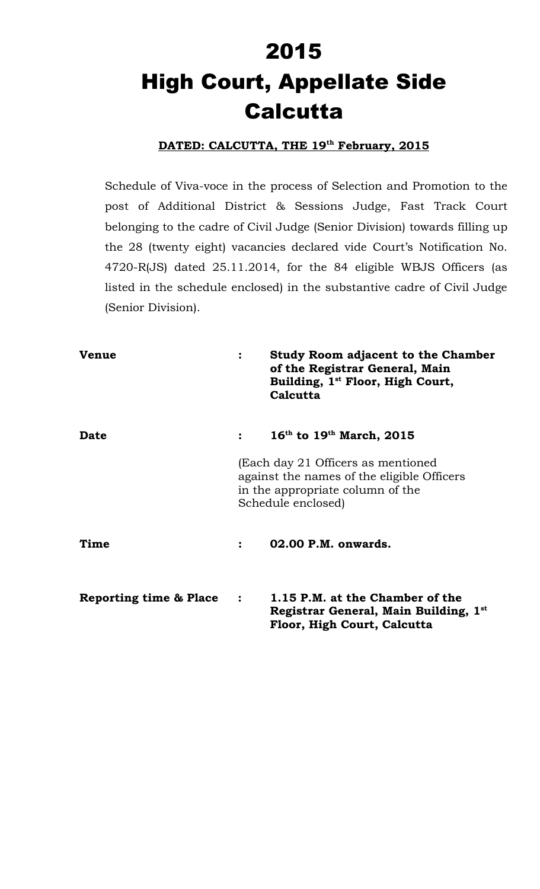# 2015
# High Court, Appellate Side Calcutta

**DATED: CALCUTTA, THE 19th February, 2015**

Schedule of Viva-voce in the process of Selection and Promotion to the post of Additional District & Sessions Judge, Fast Track Court belonging to the cadre of Civil Judge (Senior Division) towards filling up the 28 (twenty eight) vacancies declared vide Court's Notification No. 4720-R(JS) dated 25.11.2014, for the 84 eligible WBJS Officers (as listed in the schedule enclosed) in the substantive cadre of Civil Judge (Senior Division).

| | | |
|---|---|---|
| **Venue** | : | **Study Room adjacent to the Chamber of the Registrar General, Main Building, 1st Floor, High Court, Calcutta** |
| **Date** | : | **16th to 19th March, 2015** |
| | | (Each day 21 Officers as mentioned against the names of the eligible Officers in the appropriate column of the Schedule enclosed) |
| **Time** | : | **02.00 P.M. onwards.** |
| **Reporting time & Place** | : | **1.15 P.M. at the Chamber of the Registrar General, Main Building, 1st Floor, High Court, Calcutta** |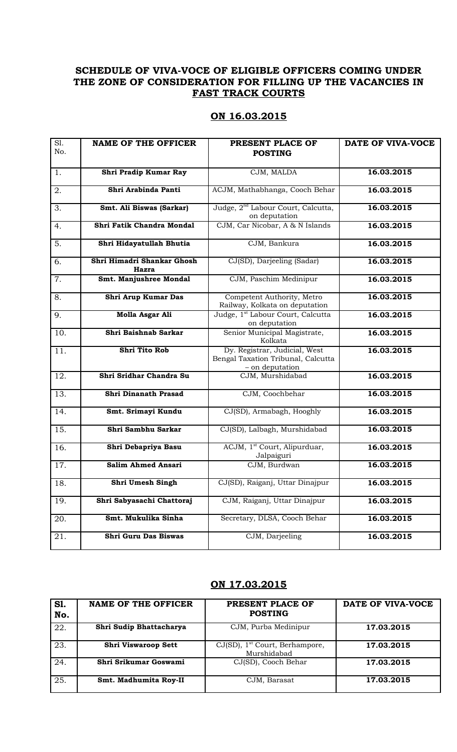## SCHEDULE OF VIVA-VOCE OF ELIGIBLE OFFICERS COMING UNDER THE ZONE OF CONSIDERATION FOR FILLING UP THE VACANCIES IN FAST TRACK COURTS

### ON 16.03.2015

| Sl. No. | NAME OF THE OFFICER | PRESENT PLACE OF POSTING | DATE OF VIVA-VOCE |
|---|---|---|---|
| 1. | **Shri Pradip Kumar Ray** | CJM, MALDA | **16.03.2015** |
| 2. | **Shri Arabinda Panti** | ACJM, Mathabhanga, Cooch Behar | **16.03.2015** |
| 3. | **Smt. Ali Biswas (Sarkar)** | Judge, 2nd Labour Court, Calcutta, on deputation | **16.03.2015** |
| 4. | **Shri Fatik Chandra Mondal** | CJM, Car Nicobar, A & N Islands | **16.03.2015** |
| 5. | **Shri Hidayatullah Bhutia** | CJM, Bankura | **16.03.2015** |
| 6. | **Shri Himadri Shankar Ghosh Hazra** | CJ(SD), Darjeeling (Sadar) | **16.03.2015** |
| 7. | **Smt. Manjushree Mondal** | CJM, Paschim Medinipur | **16.03.2015** |
| 8. | **Shri Arup Kumar Das** | Competent Authority, Metro Railway, Kolkata on deputation | **16.03.2015** |
| 9. | **Molla Asgar Ali** | Judge, 1st Labour Court, Calcutta on deputation | **16.03.2015** |
| 10. | **Shri Baishnab Sarkar** | Senior Municipal Magistrate, Kolkata | **16.03.2015** |
| 11. | **Shri Tito Rob** | Dy. Registrar, Judicial, West Bengal Taxation Tribunal, Calcutta – on deputation | **16.03.2015** |
| 12. | **Shri Sridhar Chandra Su** | CJM, Murshidabad | **16.03.2015** |
| 13. | **Shri Dinanath Prasad** | CJM, Coochbehar | **16.03.2015** |
| 14. | **Smt. Srimayi Kundu** | CJ(SD), Armabagh, Hooghly | **16.03.2015** |
| 15. | **Shri Sambhu Sarkar** | CJ(SD), Lalbagh, Murshidabad | **16.03.2015** |
| 16. | **Shri Debapriya Basu** | ACJM, 1st Court, Alipurduar, Jalpaiguri | **16.03.2015** |
| 17. | **Salim Ahmed Ansari** | CJM, Burdwan | **16.03.2015** |
| 18. | **Shri Umesh Singh** | CJ(SD), Raiganj, Uttar Dinajpur | **16.03.2015** |
| 19. | **Shri Sabyasachi Chattoraj** | CJM, Raiganj, Uttar Dinajpur | **16.03.2015** |
| 20. | **Smt. Mukulika Sinha** | Secretary, DLSA, Cooch Behar | **16.03.2015** |
| 21. | **Shri Guru Das Biswas** | CJM, Darjeeling | **16.03.2015** |

### ON 17.03.2015

| Sl. No. | NAME OF THE OFFICER | PRESENT PLACE OF POSTING | DATE OF VIVA-VOCE |
|---|---|---|---|
| 22. | **Shri Sudip Bhattacharya** | CJM, Purba Medinipur | **17.03.2015** |
| 23. | **Shri Viswaroop Sett** | CJ(SD), 1st Court, Berhampore, Murshidabad | **17.03.2015** |
| 24. | **Shri Srikumar Goswami** | CJ(SD), Cooch Behar | **17.03.2015** |
| 25. | **Smt. Madhumita Roy-II** | CJM, Barasat | **17.03.2015** |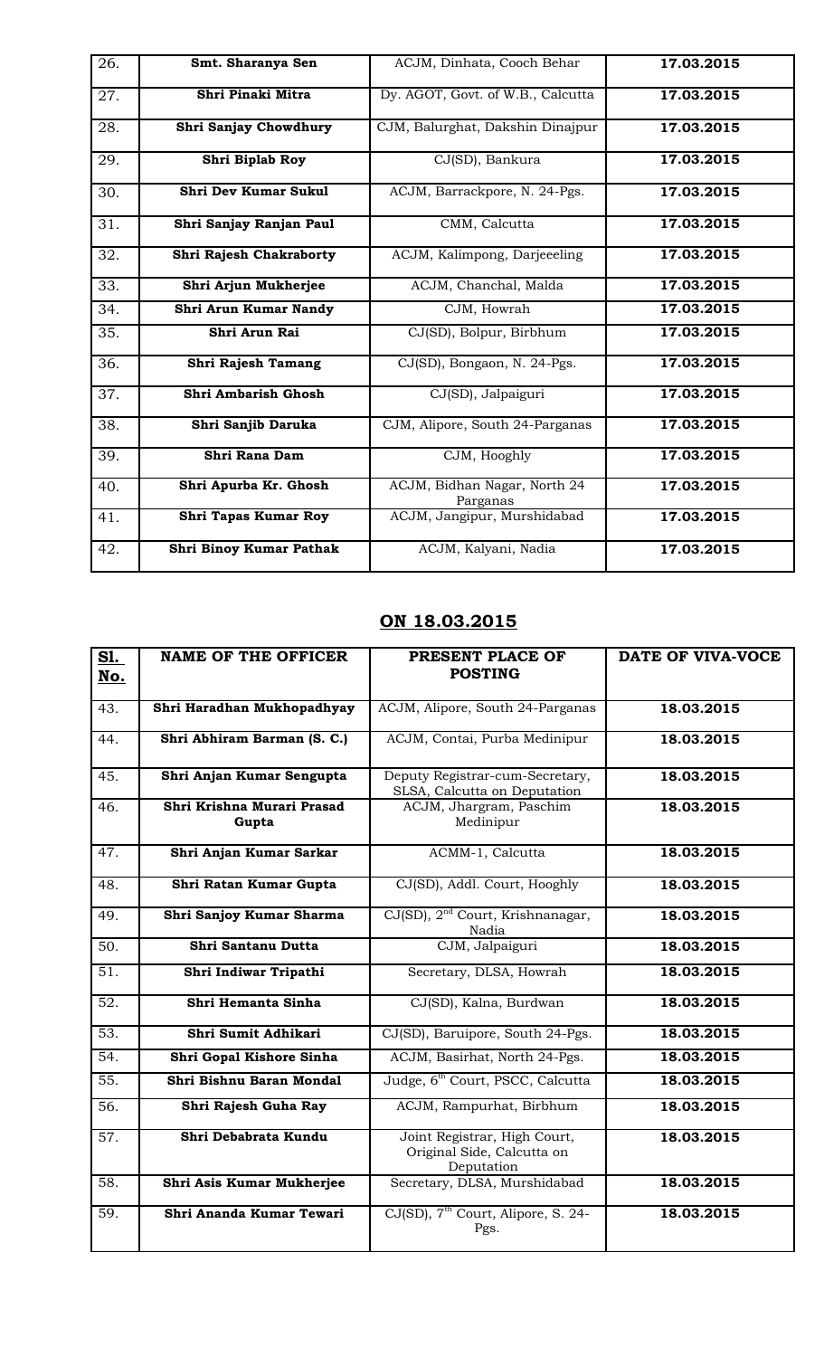| 26. | **Smt. Sharanya Sen** | ACJM, Dinhata, Cooch Behar | **17.03.2015** |
|---|---|---|---|
| 27. | **Shri Pinaki Mitra** | Dy. AGOT, Govt. of W.B., Calcutta | **17.03.2015** |
| 28. | **Shri Sanjay Chowdhury** | CJM, Balurghat, Dakshin Dinajpur | **17.03.2015** |
| 29. | **Shri Biplab Roy** | CJ(SD), Bankura | **17.03.2015** |
| 30. | **Shri Dev Kumar Sukul** | ACJM, Barrackpore, N. 24-Pgs. | **17.03.2015** |
| 31. | **Shri Sanjay Ranjan Paul** | CMM, Calcutta | **17.03.2015** |
| 32. | **Shri Rajesh Chakraborty** | ACJM, Kalimpong, Darjeeeling | **17.03.2015** |
| 33. | **Shri Arjun Mukherjee** | ACJM, Chanchal, Malda | **17.03.2015** |
| 34. | **Shri Arun Kumar Nandy** | CJM, Howrah | **17.03.2015** |
| 35. | **Shri Arun Rai** | CJ(SD), Bolpur, Birbhum | **17.03.2015** |
| 36. | **Shri Rajesh Tamang** | CJ(SD), Bongaon, N. 24-Pgs. | **17.03.2015** |
| 37. | **Shri Ambarish Ghosh** | CJ(SD), Jalpaiguri | **17.03.2015** |
| 38. | **Shri Sanjib Daruka** | CJM, Alipore, South 24-Parganas | **17.03.2015** |
| 39. | **Shri Rana Dam** | CJM, Hooghly | **17.03.2015** |
| 40. | **Shri Apurba Kr. Ghosh** | ACJM, Bidhan Nagar, North 24 Parganas | **17.03.2015** |
| 41. | **Shri Tapas Kumar Roy** | ACJM, Jangipur, Murshidabad | **17.03.2015** |
| 42. | **Shri Binoy Kumar Pathak** | ACJM, Kalyani, Nadia | **17.03.2015** |

## ON 18.03.2015

| Sl. No. | NAME OF THE OFFICER | PRESENT PLACE OF POSTING | DATE OF VIVA-VOCE |
|---|---|---|---|
| 43. | **Shri Haradhan Mukhopadhyay** | ACJM, Alipore, South 24-Parganas | **18.03.2015** |
| 44. | **Shri Abhiram Barman (S. C.)** | ACJM, Contai, Purba Medinipur | **18.03.2015** |
| 45. | **Shri Anjan Kumar Sengupta** | Deputy Registrar-cum-Secretary, SLSA, Calcutta on Deputation | **18.03.2015** |
| 46. | **Shri Krishna Murari Prasad Gupta** | ACJM, Jhargram, Paschim Medinipur | **18.03.2015** |
| 47. | **Shri Anjan Kumar Sarkar** | ACMM-1, Calcutta | **18.03.2015** |
| 48. | **Shri Ratan Kumar Gupta** | CJ(SD), Addl. Court, Hooghly | **18.03.2015** |
| 49. | **Shri Sanjoy Kumar Sharma** | CJ(SD), 2nd Court, Krishnanagar, Nadia | **18.03.2015** |
| 50. | **Shri Santanu Dutta** | CJM, Jalpaiguri | **18.03.2015** |
| 51. | **Shri Indiwar Tripathi** | Secretary, DLSA, Howrah | **18.03.2015** |
| 52. | **Shri Hemanta Sinha** | CJ(SD), Kalna, Burdwan | **18.03.2015** |
| 53. | **Shri Sumit Adhikari** | CJ(SD), Baruipore, South 24-Pgs. | **18.03.2015** |
| 54. | **Shri Gopal Kishore Sinha** | ACJM, Basirhat, North 24-Pgs. | **18.03.2015** |
| 55. | **Shri Bishnu Baran Mondal** | Judge, 6th Court, PSCC, Calcutta | **18.03.2015** |
| 56. | **Shri Rajesh Guha Ray** | ACJM, Rampurhat, Birbhum | **18.03.2015** |
| 57. | **Shri Debabrata Kundu** | Joint Registrar, High Court, Original Side, Calcutta on Deputation | **18.03.2015** |
| 58. | **Shri Asis Kumar Mukherjee** | Secretary, DLSA, Murshidabad | **18.03.2015** |
| 59. | **Shri Ananda Kumar Tewari** | CJ(SD), 7th Court, Alipore, S. 24-Pgs. | **18.03.2015** |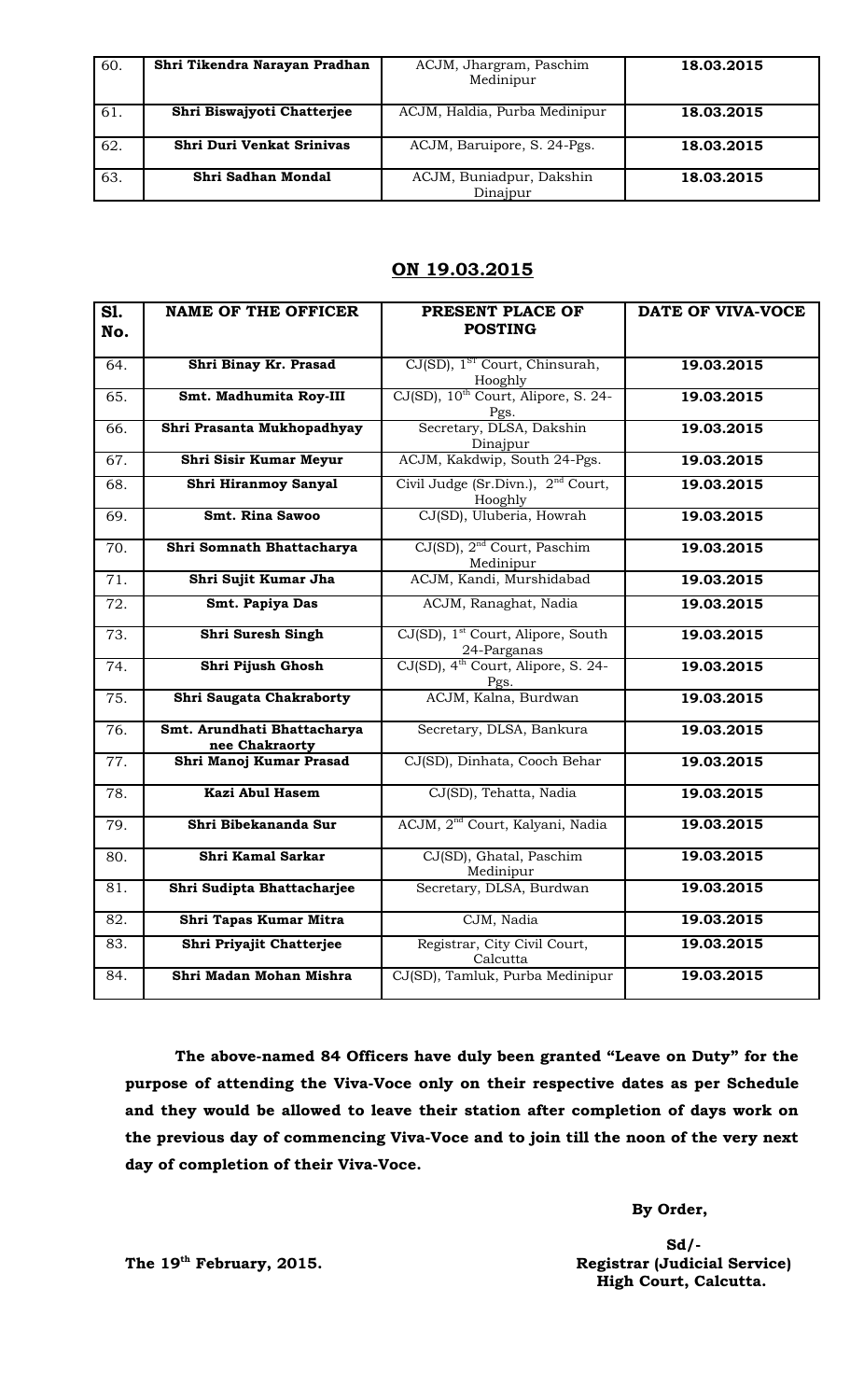| | | | |
|---|---|---|---|
| 60. | **Shri Tikendra Narayan Pradhan** | ACJM, Jhargram, Paschim Medinipur | **18.03.2015** |
| 61. | **Shri Biswajyoti Chatterjee** | ACJM, Haldia, Purba Medinipur | **18.03.2015** |
| 62. | **Shri Duri Venkat Srinivas** | ACJM, Baruipore, S. 24-Pgs. | **18.03.2015** |
| 63. | **Shri Sadhan Mondal** | ACJM, Buniadpur, Dakshin Dinajpur | **18.03.2015** |

## ON 19.03.2015

| Sl. No. | NAME OF THE OFFICER | PRESENT PLACE OF POSTING | DATE OF VIVA-VOCE |
|---|---|---|---|
| 64. | **Shri Binay Kr. Prasad** | CJ(SD), 1st Court, Chinsurah, Hooghly | **19.03.2015** |
| 65. | **Smt. Madhumita Roy-III** | CJ(SD), 10th Court, Alipore, S. 24-Pgs. | **19.03.2015** |
| 66. | **Shri Prasanta Mukhopadhyay** | Secretary, DLSA, Dakshin Dinajpur | **19.03.2015** |
| 67. | **Shri Sisir Kumar Meyur** | ACJM, Kakdwip, South 24-Pgs. | **19.03.2015** |
| 68. | **Shri Hiranmoy Sanyal** | Civil Judge (Sr.Divn.), 2nd Court, Hooghly | **19.03.2015** |
| 69. | **Smt. Rina Sawoo** | CJ(SD), Uluberia, Howrah | **19.03.2015** |
| 70. | **Shri Somnath Bhattacharya** | CJ(SD), 2nd Court, Paschim Medinipur | **19.03.2015** |
| 71. | **Shri Sujit Kumar Jha** | ACJM, Kandi, Murshidabad | **19.03.2015** |
| 72. | **Smt. Papiya Das** | ACJM, Ranaghat, Nadia | **19.03.2015** |
| 73. | **Shri Suresh Singh** | CJ(SD), 1st Court, Alipore, South 24-Parganas | **19.03.2015** |
| 74. | **Shri Pijush Ghosh** | CJ(SD), 4th Court, Alipore, S. 24-Pgs. | **19.03.2015** |
| 75. | **Shri Saugata Chakraborty** | ACJM, Kalna, Burdwan | **19.03.2015** |
| 76. | **Smt. Arundhati Bhattacharya nee Chakraorty** | Secretary, DLSA, Bankura | **19.03.2015** |
| 77. | **Shri Manoj Kumar Prasad** | CJ(SD), Dinhata, Cooch Behar | **19.03.2015** |
| 78. | **Kazi Abul Hasem** | CJ(SD), Tehatta, Nadia | **19.03.2015** |
| 79. | **Shri Bibekananda Sur** | ACJM, 2nd Court, Kalyani, Nadia | **19.03.2015** |
| 80. | **Shri Kamal Sarkar** | CJ(SD), Ghatal, Paschim Medinipur | **19.03.2015** |
| 81. | **Shri Sudipta Bhattacharjee** | Secretary, DLSA, Burdwan | **19.03.2015** |
| 82. | **Shri Tapas Kumar Mitra** | CJM, Nadia | **19.03.2015** |
| 83. | **Shri Priyajit Chatterjee** | Registrar, City Civil Court, Calcutta | **19.03.2015** |
| 84. | **Shri Madan Mohan Mishra** | CJ(SD), Tamluk, Purba Medinipur | **19.03.2015** |

**The above-named 84 Officers have duly been granted "Leave on Duty" for the purpose of attending the Viva-Voce only on their respective dates as per Schedule and they would be allowed to leave their station after completion of days work on the previous day of commencing Viva-Voce and to join till the noon of the very next day of completion of their Viva-Voce.**

**By Order,**

**Sd/-**
**Registrar (Judicial Service)**
**High Court, Calcutta.**

**The 19th February, 2015.**